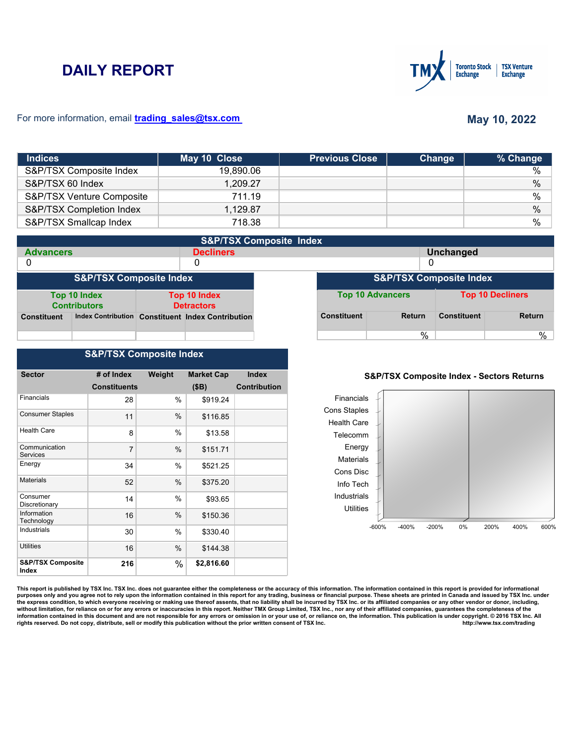# DAILY REPORT

For more information, email trading_sales@tsx.com

**May 10, 2022**

| Indices | May 10 Close | Previous Close | Change | % Change |
|---|---|---|---|---|
| S&P/TSX Composite Index | 19,890.06 | | | % |
| S&P/TSX 60 Index | 1,209.27 | | | % |
| S&P/TSX Venture Composite | 711.19 | | | % |
| S&P/TSX Completion Index | 1,129.87 | | | % |
| S&P/TSX Smallcap Index | 718.38 | | | % |

## S&P/TSX Composite Index

| Advancers | Decliners | Unchanged |
|---|---|---|
| 0 | 0 | 0 |

## S&P/TSX Composite Index

| Top 10 Index Contributors | | Top 10 Index Detractors | |
|---|---|---|---|
| Constituent | Index Contribution | Constituent | Index Contribution |
| | | | |

## S&P/TSX Composite Index

| Top 10 Advancers | | Top 10 Decliners | |
|---|---|---|---|
| Constituent | Return | Constituent | Return |
| | % | | % |

## S&P/TSX Composite Index

| Sector | # of Index Constituents | Weight | Market Cap ($B) | Index Contribution |
|---|---|---|---|---|
| Financials | 28 | % | $919.24 | |
| Consumer Staples | 11 | % | $116.85 | |
| Health Care | 8 | % | $13.58 | |
| Communication Services | 7 | % | $151.71 | |
| Energy | 34 | % | $521.25 | |
| Materials | 52 | % | $375.20 | |
| Consumer Discretionary | 14 | % | $93.65 | |
| Information Technology | 16 | % | $150.36 | |
| Industrials | 30 | % | $330.40 | |
| Utilities | 16 | % | $144.38 | |
| **S&P/TSX Composite Index** | **216** | % | **$2,816.60** | |

**S&P/TSX Composite Index - Sectors Returns**

Financials, Cons Staples, Health Care, Telecomm, Energy, Materials, Cons Disc, Info Tech, Industrials, Utilities

-600% -400% -200% 0% 200% 400% 600%

This report is published by TSX Inc. TSX Inc. does not guarantee either the completeness or the accuracy of this information. The information contained in this report is provided for informational purposes only and you agree not to rely upon the information contained in this report for any trading, business or financial purpose. These sheets are printed in Canada and issued by TSX Inc. under the express condition, to which everyone receiving or making use thereof assents, that no liability shall be incurred by TSX Inc. or its affiliated companies or any other vendor or donor, including, without limitation, for reliance on or for any errors or inaccuracies in this report. Neither TMX Group Limited, TSX Inc., nor any of their affiliated companies, guarantees the completeness of the information contained in this document and are not responsible for any errors or omission in or your use of, or reliance on, the information. This publication is under copyright. © 2016 TSX Inc. All rights reserved. Do not copy, distribute, sell or modify this publication without the prior written consent of TSX Inc. http://www.tsx.com/trading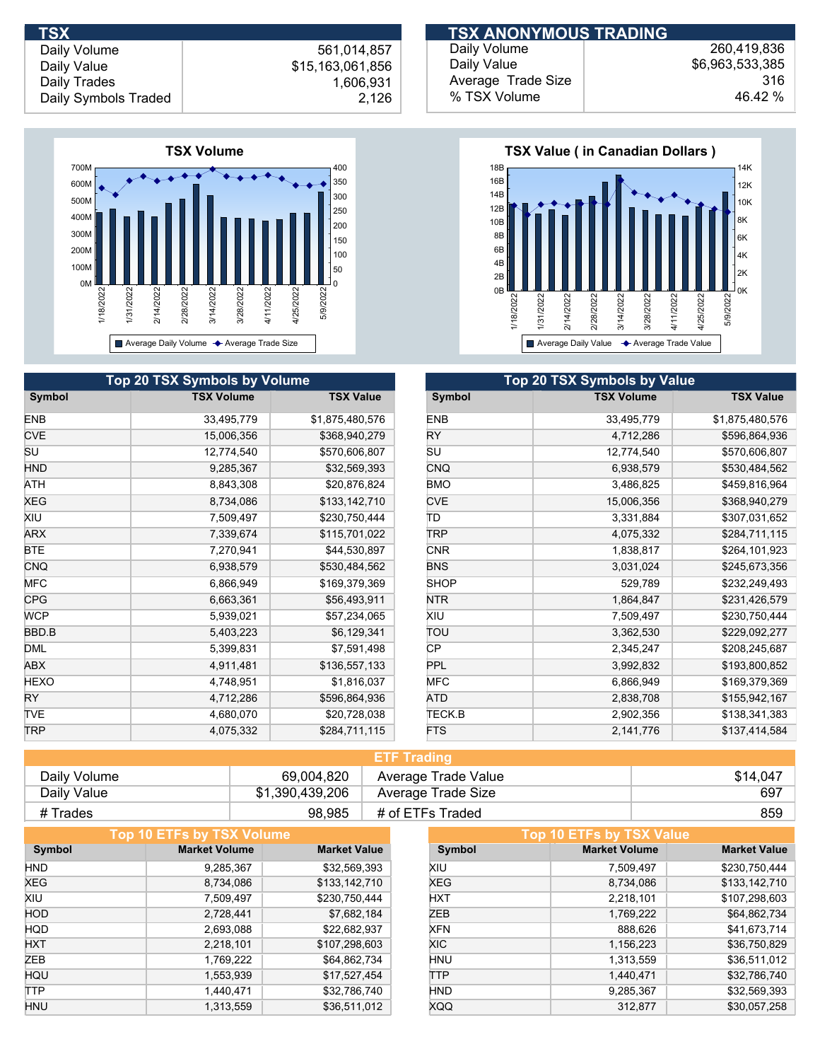## TSX

| | |
|---|---|
| Daily Volume | 561,014,857 |
| Daily Value | $15,163,061,856 |
| Daily Trades | 1,606,931 |
| Daily Symbols Traded | 2,126 |

## TSX ANONYMOUS TRADING

| | |
|---|---|
| Daily Volume | 260,419,836 |
| Daily Value | $6,963,533,385 |
| Average Trade Size | 316 |
| % TSX Volume | 46.42 % |

## Top 20 TSX Symbols by Volume

| Symbol | TSX Volume | TSX Value |
|---|---|---|
| ENB | 33,495,779 | $1,875,480,576 |
| CVE | 15,006,356 | $368,940,279 |
| SU | 12,774,540 | $570,606,807 |
| HND | 9,285,367 | $32,569,393 |
| ATH | 8,843,308 | $20,876,824 |
| XEG | 8,734,086 | $133,142,710 |
| XIU | 7,509,497 | $230,750,444 |
| ARX | 7,339,674 | $115,701,022 |
| BTE | 7,270,941 | $44,530,897 |
| CNQ | 6,938,579 | $530,484,562 |
| MFC | 6,866,949 | $169,379,369 |
| CPG | 6,663,361 | $56,493,911 |
| WCP | 5,939,021 | $57,234,065 |
| BBD.B | 5,403,223 | $6,129,341 |
| DML | 5,399,831 | $7,591,498 |
| ABX | 4,911,481 | $136,557,133 |
| HEXO | 4,748,951 | $1,816,037 |
| RY | 4,712,286 | $596,864,936 |
| TVE | 4,680,070 | $20,728,038 |
| TRP | 4,075,332 | $284,711,115 |

## Top 20 TSX Symbols by Value

| Symbol | TSX Volume | TSX Value |
|---|---|---|
| ENB | 33,495,779 | $1,875,480,576 |
| RY | 4,712,286 | $596,864,936 |
| SU | 12,774,540 | $570,606,807 |
| CNQ | 6,938,579 | $530,484,562 |
| BMO | 3,486,825 | $459,816,964 |
| CVE | 15,006,356 | $368,940,279 |
| TD | 3,331,884 | $307,031,652 |
| TRP | 4,075,332 | $284,711,115 |
| CNR | 1,838,817 | $264,101,923 |
| BNS | 3,031,024 | $245,673,356 |
| SHOP | 529,789 | $232,249,493 |
| NTR | 1,864,847 | $231,426,579 |
| XIU | 7,509,497 | $230,750,444 |
| TOU | 3,362,530 | $229,092,277 |
| CP | 2,345,247 | $208,245,687 |
| PPL | 3,992,832 | $193,800,852 |
| MFC | 6,866,949 | $169,379,369 |
| ATD | 2,838,708 | $155,942,167 |
| TECK.B | 2,902,356 | $138,341,383 |
| FTS | 2,141,776 | $137,414,584 |

## ETF Trading

| | | | |
|---|---|---|---|
| Daily Volume | 69,004,820 | Average Trade Value | $14,047 |
| Daily Value | $1,390,439,206 | Average Trade Size | 697 |
| # Trades | 98,985 | # of ETFs Traded | 859 |

## Top 10 ETFs by TSX Volume

| Symbol | Market Volume | Market Value |
|---|---|---|
| HND | 9,285,367 | $32,569,393 |
| XEG | 8,734,086 | $133,142,710 |
| XIU | 7,509,497 | $230,750,444 |
| HOD | 2,728,441 | $7,682,184 |
| HQD | 2,693,088 | $22,682,937 |
| HXT | 2,218,101 | $107,298,603 |
| ZEB | 1,769,222 | $64,862,734 |
| HQU | 1,553,939 | $17,527,454 |
| TTP | 1,440,471 | $32,786,740 |
| HNU | 1,313,559 | $36,511,012 |

## Top 10 ETFs by TSX Value

| Symbol | Market Volume | Market Value |
|---|---|---|
| XIU | 7,509,497 | $230,750,444 |
| XEG | 8,734,086 | $133,142,710 |
| HXT | 2,218,101 | $107,298,603 |
| ZEB | 1,769,222 | $64,862,734 |
| XFN | 888,626 | $41,673,714 |
| XIC | 1,156,223 | $36,750,829 |
| HNU | 1,313,559 | $36,511,012 |
| TTP | 1,440,471 | $32,786,740 |
| HND | 9,285,367 | $32,569,393 |
| XQQ | 312,877 | $30,057,258 |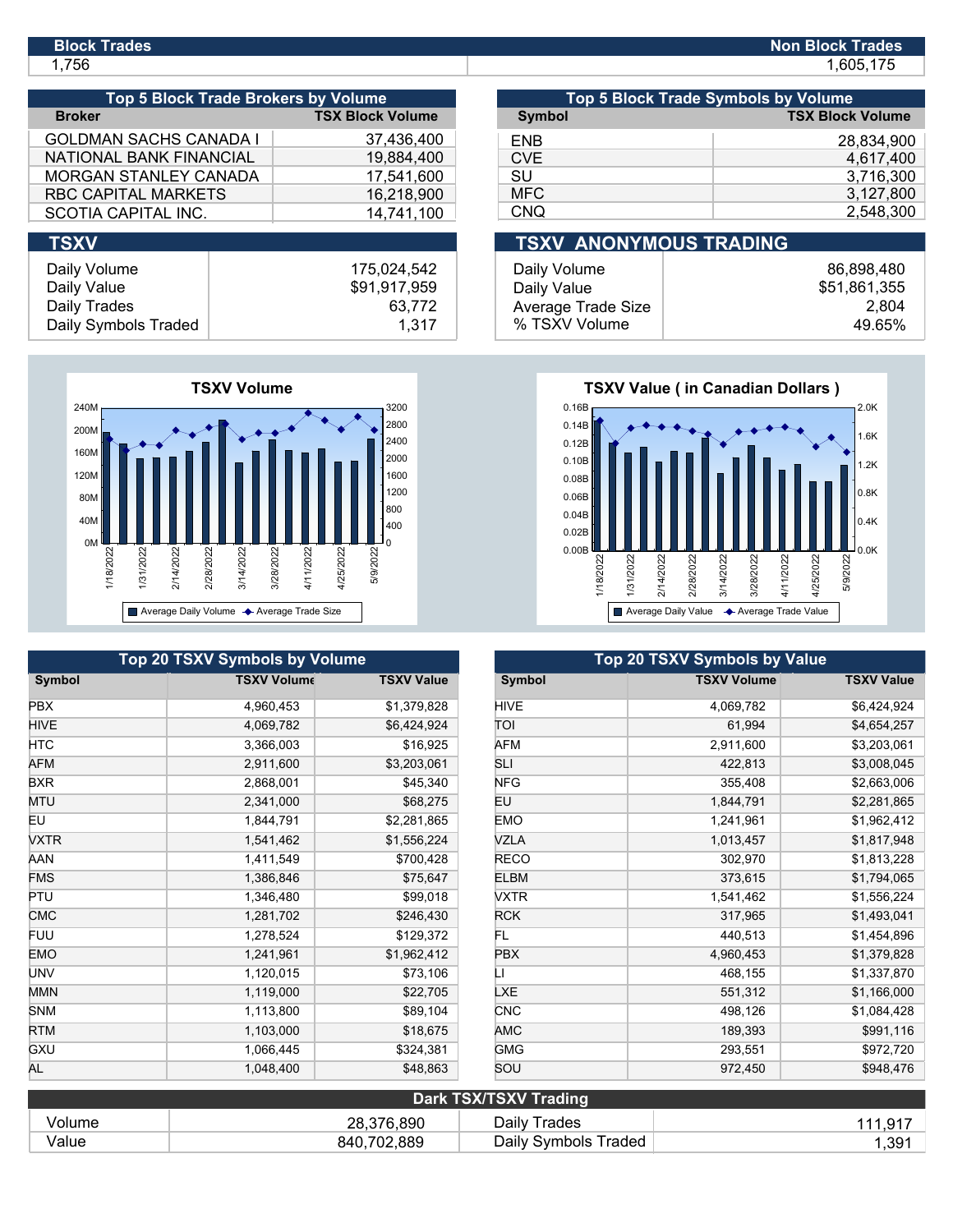| Block Trades | Non Block Trades |
| --- | --- |
| 1,756 | 1,605,175 |

## Top 5 Block Trade Brokers by Volume

| Broker | TSX Block Volume |
| --- | --- |
| GOLDMAN SACHS CANADA I | 37,436,400 |
| NATIONAL BANK FINANCIAL | 19,884,400 |
| MORGAN STANLEY CANADA | 17,541,600 |
| RBC CAPITAL MARKETS | 16,218,900 |
| SCOTIA CAPITAL INC. | 14,741,100 |

## Top 5 Block Trade Symbols by Volume

| Symbol | TSX Block Volume |
| --- | --- |
| ENB | 28,834,900 |
| CVE | 4,617,400 |
| SU | 3,716,300 |
| MFC | 3,127,800 |
| CNQ | 2,548,300 |

## TSXV

| | |
| --- | --- |
| Daily Volume | 175,024,542 |
| Daily Value | $91,917,959 |
| Daily Trades | 63,772 |
| Daily Symbols Traded | 1,317 |

## TSXV ANONYMOUS TRADING

| | |
| --- | --- |
| Daily Volume | 86,898,480 |
| Daily Value | $51,861,355 |
| Average Trade Size | 2,804 |
| % TSXV Volume | 49.65% |

TSXV Volume

240M 200M 160M 120M 80M 40M 0M

3200 2800 2400 2000 1600 1200 800 400 0

1/18/2022 1/31/2022 2/14/2022 2/28/2022 3/14/2022 3/28/2022 4/11/2022 4/25/2022 5/9/2022

Average Daily Volume · Average Trade Size

TSXV Value ( in Canadian Dollars )

0.16B 0.14B 0.12B 0.10B 0.08B 0.06B 0.04B 0.02B 0.00B

2.0K 1.6K 1.2K 0.8K 0.4K 0.0K

1/18/2022 1/31/2022 2/14/2022 2/28/2022 3/14/2022 3/28/2022 4/11/2022 4/25/2022 5/9/2022

Average Daily Value · Average Trade Value

## Top 20 TSXV Symbols by Volume

| Symbol | TSXV Volume | TSXV Value |
| --- | --- | --- |
| PBX | 4,960,453 | $1,379,828 |
| HIVE | 4,069,782 | $6,424,924 |
| HTC | 3,366,003 | $16,925 |
| AFM | 2,911,600 | $3,203,061 |
| BXR | 2,868,001 | $45,340 |
| MTU | 2,341,000 | $68,275 |
| EU | 1,844,791 | $2,281,865 |
| VXTR | 1,541,462 | $1,556,224 |
| AAN | 1,411,549 | $700,428 |
| FMS | 1,386,846 | $75,647 |
| PTU | 1,346,480 | $99,018 |
| CMC | 1,281,702 | $246,430 |
| FUU | 1,278,524 | $129,372 |
| EMO | 1,241,961 | $1,962,412 |
| UNV | 1,120,015 | $73,106 |
| MMN | 1,119,000 | $22,705 |
| SNM | 1,113,800 | $89,104 |
| RTM | 1,103,000 | $18,675 |
| GXU | 1,066,445 | $324,381 |
| AL | 1,048,400 | $48,863 |

## Top 20 TSXV Symbols by Value

| Symbol | TSXV Volume | TSXV Value |
| --- | --- | --- |
| HIVE | 4,069,782 | $6,424,924 |
| TOI | 61,994 | $4,654,257 |
| AFM | 2,911,600 | $3,203,061 |
| SLI | 422,813 | $3,008,045 |
| NFG | 355,408 | $2,663,006 |
| EU | 1,844,791 | $2,281,865 |
| EMO | 1,241,961 | $1,962,412 |
| VZLA | 1,013,457 | $1,817,948 |
| RECO | 302,970 | $1,813,228 |
| ELBM | 373,615 | $1,794,065 |
| VXTR | 1,541,462 | $1,556,224 |
| RCK | 317,965 | $1,493,041 |
| FL | 440,513 | $1,454,896 |
| PBX | 4,960,453 | $1,379,828 |
| LI | 468,155 | $1,337,870 |
| LXE | 551,312 | $1,166,000 |
| CNC | 498,126 | $1,084,428 |
| AMC | 189,393 | $991,116 |
| GMG | 293,551 | $972,720 |
| SOU | 972,450 | $948,476 |

## Dark TSX/TSXV Trading

| | | | |
| --- | --- | --- | --- |
| Volume | 28,376,890 | Daily Trades | 111,917 |
| Value | 840,702,889 | Daily Symbols Traded | 1,391 |